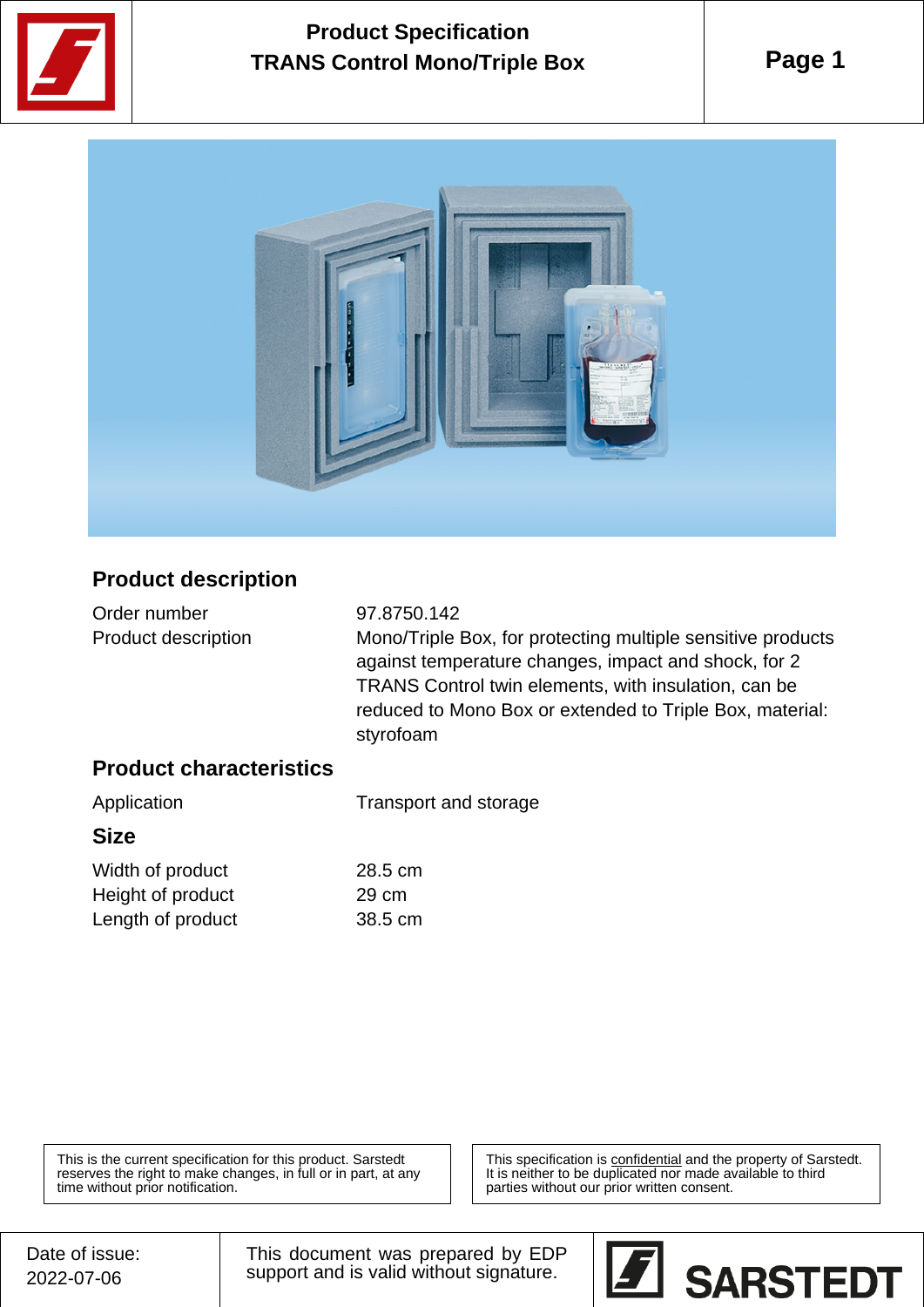# Product Specification
## TRANS Control Mono/Triple Box

### Product description

| | |
|---|---|
| Order number | 97.8750.142 |
| Product description | Mono/Triple Box, for protecting multiple sensitive products against temperature changes, impact and shock, for 2 TRANS Control twin elements, with insulation, can be reduced to Mono Box or extended to Triple Box, material: styrofoam |

### Product characteristics

| | |
|---|---|
| Application | Transport and storage |

### Size

| | |
|---|---|
| Width of product | 28.5 cm |
| Height of product | 29 cm |
| Length of product | 38.5 cm |

This is the current specification for this product. Sarstedt reserves the right to make changes, in full or in part, at any time without prior notification.

This specification is confidential and the property of Sarstedt. It is neither to be duplicated nor made available to third parties without our prior written consent.

Date of issue: 2022-07-06

This document was prepared by EDP support and is valid without signature.

SARSTEDT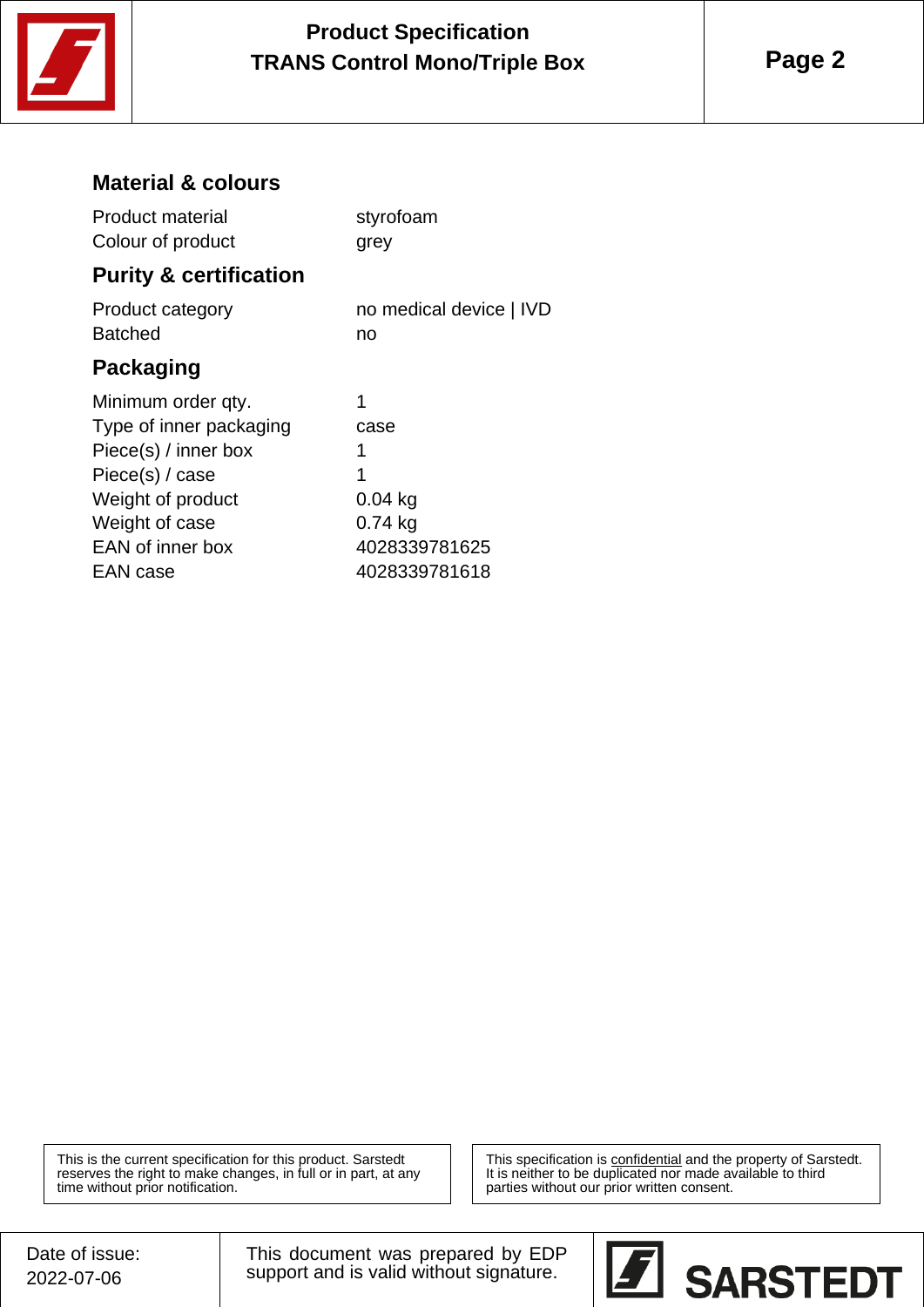## Material & colours

| | |
|---|---|
| Product material | styrofoam |
| Colour of product | grey |

## Purity & certification

| | |
|---|---|
| Product category | no medical device \| IVD |
| Batched | no |

## Packaging

| | |
|---|---|
| Minimum order qty. | 1 |
| Type of inner packaging | case |
| Piece(s) / inner box | 1 |
| Piece(s) / case | 1 |
| Weight of product | 0.04 kg |
| Weight of case | 0.74 kg |
| EAN of inner box | 4028339781625 |
| EAN case | 4028339781618 |

This is the current specification for this product. Sarstedt reserves the right to make changes, in full or in part, at any time without prior notification.

This specification is confidential and the property of Sarstedt. It is neither to be duplicated nor made available to third parties without our prior written consent.

Date of issue: 2022-07-06

This document was prepared by EDP support and is valid without signature.